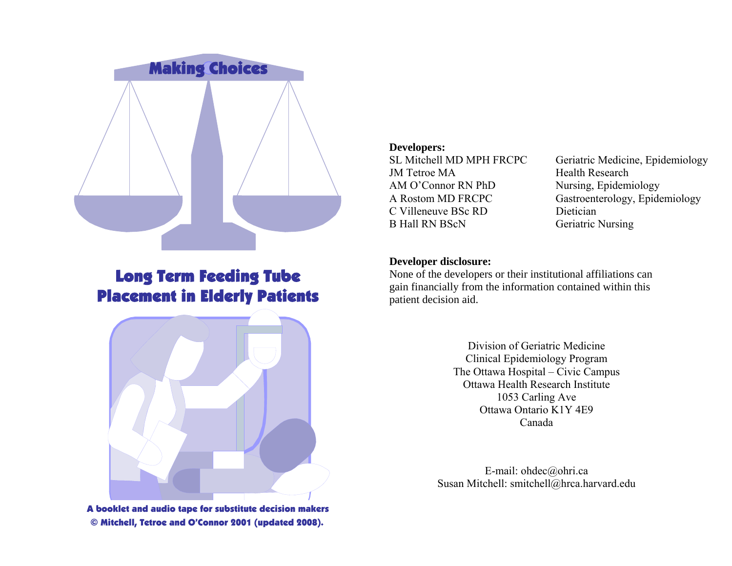# Making Choices

## Long Term Feeding Tube Placement in Elderly Patients

**A booklet and audio tape for substitute decision makers**
**© Mitchell, Tetroe and O'Connor 2001 (updated 2008).**

**Developers:**

| | |
|---|---|
| SL Mitchell MD MPH FRCPC | Geriatric Medicine, Epidemiology |
| JM Tetroe MA | Health Research |
| AM O'Connor RN PhD | Nursing, Epidemiology |
| A Rostom MD FRCPC | Gastroenterology, Epidemiology |
| C Villeneuve BSc RD | Dietician |
| B Hall RN BScN | Geriatric Nursing |

**Developer disclosure:**
None of the developers or their institutional affiliations can gain financially from the information contained within this patient decision aid.

Division of Geriatric Medicine
Clinical Epidemiology Program
The Ottawa Hospital – Civic Campus
Ottawa Health Research Institute
1053 Carling Ave
Ottawa Ontario K1Y 4E9
Canada

E-mail: ohdec@ohri.ca
Susan Mitchell: smitchell@hrca.harvard.edu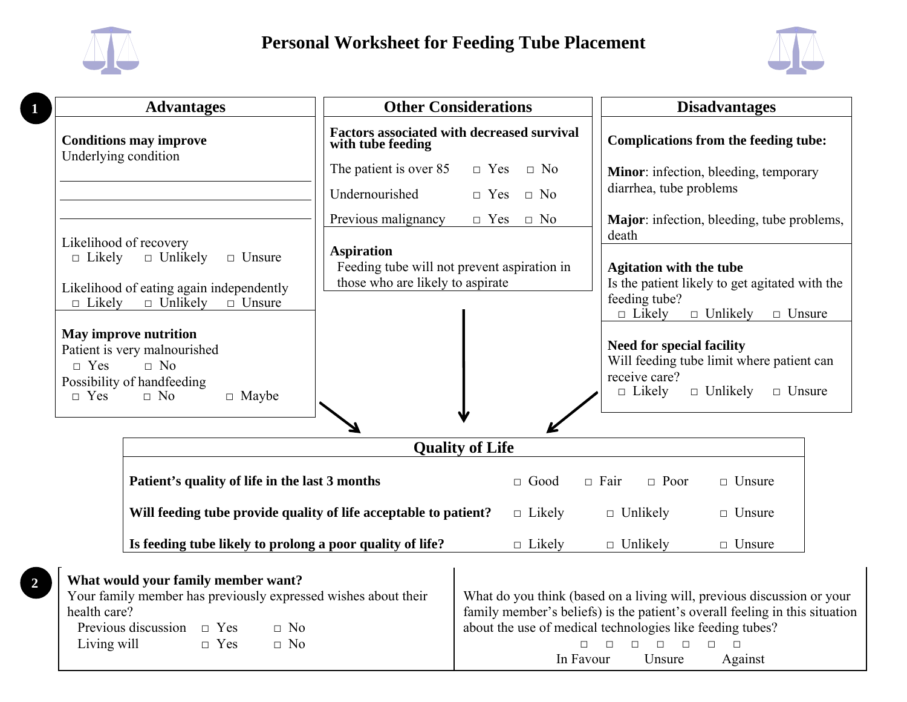# Personal Worksheet for Feeding Tube Placement

**1**

## Advantages

**Conditions may improve**
Underlying condition

\_\_\_\_\_\_\_\_\_\_\_\_\_\_\_\_\_\_\_\_\_\_\_\_\_\_\_\_\_\_\_\_\_\_\_\_\_\_\_\_

\_\_\_\_\_\_\_\_\_\_\_\_\_\_\_\_\_\_\_\_\_\_\_\_\_\_\_\_\_\_\_\_\_\_\_\_\_\_\_\_

\_\_\_\_\_\_\_\_\_\_\_\_\_\_\_\_\_\_\_\_\_\_\_\_\_\_\_\_\_\_\_\_\_\_\_\_\_\_\_\_

Likelihood of recovery
□ Likely □ Unlikely □ Unsure

Likelihood of eating again independently
□ Likely □ Unlikely □ Unsure

**May improve nutrition**
Patient is very malnourished
□ Yes □ No
Possibility of handfeeding
□ Yes □ No □ Maybe

## Other Considerations

**Factors associated with decreased survival with tube feeding**

| | | |
|---|---|---|
| The patient is over 85 | □ Yes | □ No |
| Undernourished | □ Yes | □ No |
| Previous malignancy | □ Yes | □ No |

**Aspiration**
Feeding tube will not prevent aspiration in those who are likely to aspirate

## Disadvantages

**Complications from the feeding tube:**

**Minor**: infection, bleeding, temporary diarrhea, tube problems

**Major**: infection, bleeding, tube problems, death

**Agitation with the tube**
Is the patient likely to get agitated with the feeding tube?
□ Likely □ Unlikely □ Unsure

**Need for special facility**
Will feeding tube limit where patient can receive care?
□ Likely □ Unlikely □ Unsure

## Quality of Life

| | | | | |
|---|---|---|---|---|
| **Patient's quality of life in the last 3 months** | □ Good | □ Fair | □ Poor | □ Unsure |
| **Will feeding tube provide quality of life acceptable to patient?** | □ Likely | □ Unlikely | | □ Unsure |
| **Is feeding tube likely to prolong a poor quality of life?** | □ Likely | □ Unlikely | | □ Unsure |

**2**

**What would your family member want?**
Your family member has previously expressed wishes about their health care?

| | | |
|---|---|---|
| Previous discussion | □ Yes | □ No |
| Living will | □ Yes | □ No |

What do you think (based on a living will, previous discussion or your family member's beliefs) is the patient's overall feeling in this situation about the use of medical technologies like feeding tubes?

□ □ □ □ □ □ □
In Favour Unsure Against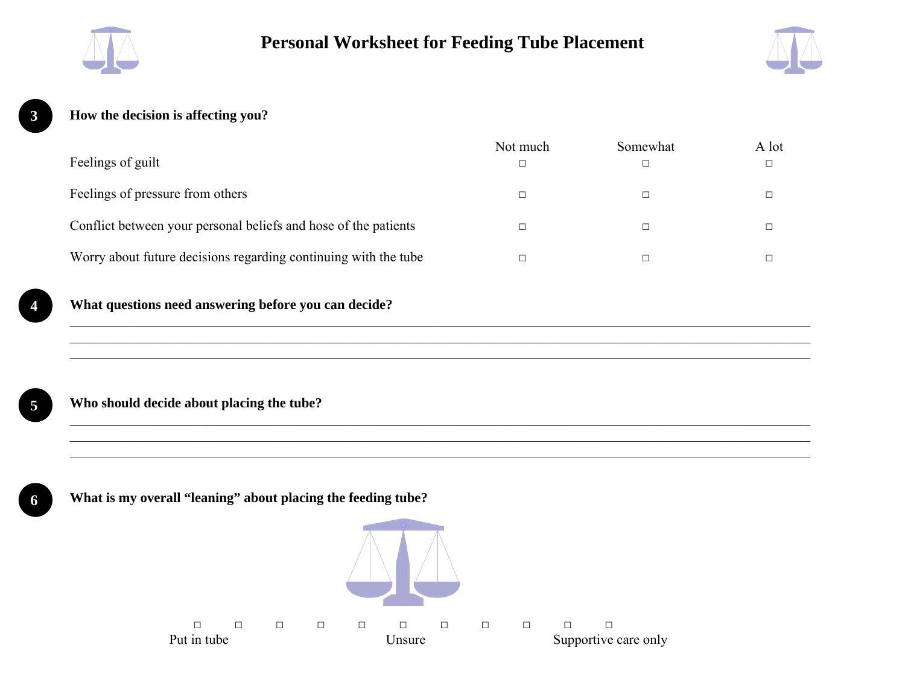# Personal Worksheet for Feeding Tube Placement

## 3 How the decision is affecting you?

| | Not much | Somewhat | A lot |
|---|---|---|---|
| Feelings of guilt | ☐ | ☐ | ☐ |
| Feelings of pressure from others | ☐ | ☐ | ☐ |
| Conflict between your personal beliefs and hose of the patients | ☐ | ☐ | ☐ |
| Worry about future decisions regarding continuing with the tube | ☐ | ☐ | ☐ |

## 4 What questions need answering before you can decide?

______________________________________________________________________

______________________________________________________________________

______________________________________________________________________

## 5 Who should decide about placing the tube?

______________________________________________________________________

______________________________________________________________________

______________________________________________________________________

## 6 What is my overall "leaning" about placing the feeding tube?

☐ ☐ ☐ ☐ ☐ ☐ ☐ ☐ ☐ ☐ ☐

Put in tube — Unsure — Supportive care only